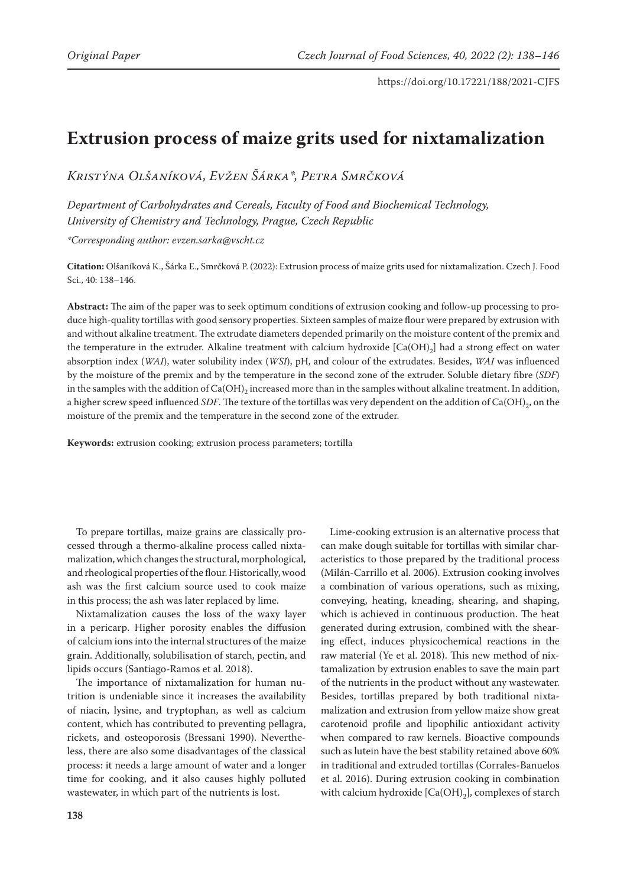# Extrusion process of maize grits used for nixtamalization

*Kristýna Olšaníková, Evžen Šárka\*, Petra Smrčková*

*Department of Carbohydrates and Cereals, Faculty of Food and Biochemical Technology, University of Chemistry and Technology, Prague, Czech Republic*

*\*Corresponding author: evzen.sarka@vscht.cz*

**Citation:** Olšaníková K., Šárka E., Smrčková P. (2022): Extrusion process of maize grits used for nixtamalization. Czech J. Food Sci., 40: 138–146.

**Abstract:** The aim of the paper was to seek optimum conditions of extrusion cooking and follow-up processing to produce high-quality tortillas with good sensory properties. Sixteen samples of maize flour were prepared by extrusion with and without alkaline treatment. The extrudate diameters depended primarily on the moisture content of the premix and the temperature in the extruder. Alkaline treatment with calcium hydroxide [$Ca(OH)_2$] had a strong effect on water absorption index (*WAI*), water solubility index (*WSI*), pH, and colour of the extrudates. Besides, *WAI* was influenced by the moisture of the premix and by the temperature in the second zone of the extruder. Soluble dietary fibre (*SDF*) in the samples with the addition of $Ca(OH)_2$ increased more than in the samples without alkaline treatment. In addition, a higher screw speed influenced *SDF*. The texture of the tortillas was very dependent on the addition of $Ca(OH)_2$, on the moisture of the premix and the temperature in the second zone of the extruder.

**Keywords:** extrusion cooking; extrusion process parameters; tortilla

To prepare tortillas, maize grains are classically processed through a thermo-alkaline process called nixtamalization, which changes the structural, morphological, and rheological properties of the flour. Historically, wood ash was the first calcium source used to cook maize in this process; the ash was later replaced by lime.

Nixtamalization causes the loss of the waxy layer in a pericarp. Higher porosity enables the diffusion of calcium ions into the internal structures of the maize grain. Additionally, solubilisation of starch, pectin, and lipids occurs (Santiago-Ramos et al. 2018).

The importance of nixtamalization for human nutrition is undeniable since it increases the availability of niacin, lysine, and tryptophan, as well as calcium content, which has contributed to preventing pellagra, rickets, and osteoporosis (Bressani 1990). Nevertheless, there are also some disadvantages of the classical process: it needs a large amount of water and a longer time for cooking, and it also causes highly polluted wastewater, in which part of the nutrients is lost.

Lime-cooking extrusion is an alternative process that can make dough suitable for tortillas with similar characteristics to those prepared by the traditional process (Milán-Carrillo et al. 2006). Extrusion cooking involves a combination of various operations, such as mixing, conveying, heating, kneading, shearing, and shaping, which is achieved in continuous production. The heat generated during extrusion, combined with the shearing effect, induces physicochemical reactions in the raw material (Ye et al. 2018). This new method of nixtamalization by extrusion enables to save the main part of the nutrients in the product without any wastewater. Besides, tortillas prepared by both traditional nixtamalization and extrusion from yellow maize show great carotenoid profile and lipophilic antioxidant activity when compared to raw kernels. Bioactive compounds such as lutein have the best stability retained above 60% in traditional and extruded tortillas (Corrales-Banuelos et al. 2016). During extrusion cooking in combination with calcium hydroxide [$Ca(OH)_2$], complexes of starch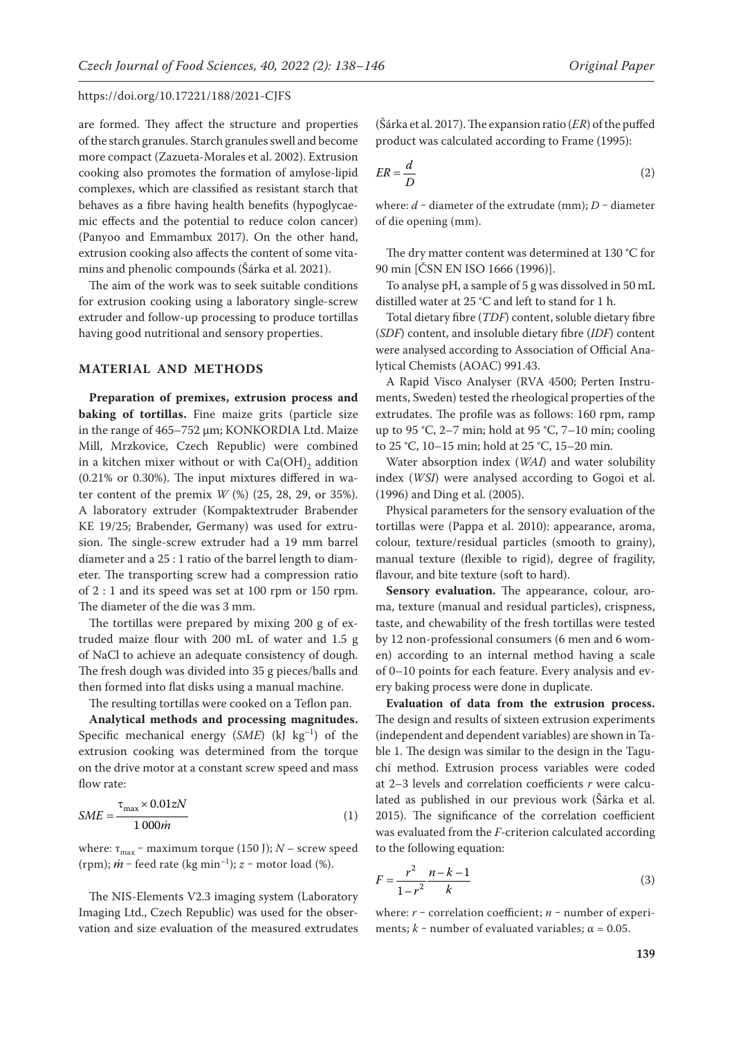are formed. They affect the structure and properties of the starch granules. Starch granules swell and become more compact (Zazueta-Morales et al. 2002). Extrusion cooking also promotes the formation of amylose-lipid complexes, which are classified as resistant starch that behaves as a fibre having health benefits (hypoglycaemic effects and the potential to reduce colon cancer) (Panyoo and Emmambux 2017). On the other hand, extrusion cooking also affects the content of some vitamins and phenolic compounds (Šárka et al. 2021).

The aim of the work was to seek suitable conditions for extrusion cooking using a laboratory single-screw extruder and follow-up processing to produce tortillas having good nutritional and sensory properties.

## MATERIAL AND METHODS

**Preparation of premixes, extrusion process and baking of tortillas.** Fine maize grits (particle size in the range of 465–752 µm; KONKORDIA Ltd. Maize Mill, Mrzkovice, Czech Republic) were combined in a kitchen mixer without or with $Ca(OH)_2$ addition (0.21% or 0.30%). The input mixtures differed in water content of the premix *W* (%) (25, 28, 29, or 35%). A laboratory extruder (Kompaktextruder Brabender KE 19/25; Brabender, Germany) was used for extrusion. The single-screw extruder had a 19 mm barrel diameter and a 25 : 1 ratio of the barrel length to diameter. The transporting screw had a compression ratio of 2 : 1 and its speed was set at 100 rpm or 150 rpm. The diameter of the die was 3 mm.

The tortillas were prepared by mixing 200 g of extruded maize flour with 200 mL of water and 1.5 g of NaCl to achieve an adequate consistency of dough. The fresh dough was divided into 35 g pieces/balls and then formed into flat disks using a manual machine.

The resulting tortillas were cooked on a Teflon pan.

**Analytical methods and processing magnitudes.** Specific mechanical energy (*SME*) (kJ $kg^{-1}$) of the extrusion cooking was determined from the torque on the drive motor at a constant screw speed and mass flow rate:

$$SME = \frac{\tau_{max} \times 0.01 zN}{1\,000 \dot{m}} \tag{1}$$

where: $\tau_{max}$ – maximum torque (150 J); $N$ – screw speed (rpm); $\dot{m}$ – feed rate (kg $min^{-1}$); $z$ – motor load (%).

The NIS-Elements V2.3 imaging system (Laboratory Imaging Ltd., Czech Republic) was used for the observation and size evaluation of the measured extrudates (Šárka et al. 2017). The expansion ratio (*ER*) of the puffed product was calculated according to Frame (1995):

$$ER = \frac{d}{D} \tag{2}$$

where: $d$ – diameter of the extrudate (mm); $D$ – diameter of die opening (mm).

The dry matter content was determined at 130 °C for 90 min [ČSN EN ISO 1666 (1996)].

To analyse pH, a sample of 5 g was dissolved in 50 mL distilled water at 25 °C and left to stand for 1 h.

Total dietary fibre (*TDF*) content, soluble dietary fibre (*SDF*) content, and insoluble dietary fibre (*IDF*) content were analysed according to Association of Official Analytical Chemists (AOAC) 991.43.

A Rapid Visco Analyser (RVA 4500; Perten Instruments, Sweden) tested the rheological properties of the extrudates. The profile was as follows: 160 rpm, ramp up to 95 °C, 2–7 min; hold at 95 °C, 7–10 min; cooling to 25 °C, 10–15 min; hold at 25 °C, 15–20 min.

Water absorption index (*WAI*) and water solubility index (*WSI*) were analysed according to Gogoi et al. (1996) and Ding et al. (2005).

Physical parameters for the sensory evaluation of the tortillas were (Pappa et al. 2010): appearance, aroma, colour, texture/residual particles (smooth to grainy), manual texture (flexible to rigid), degree of fragility, flavour, and bite texture (soft to hard).

**Sensory evaluation.** The appearance, colour, aroma, texture (manual and residual particles), crispness, taste, and chewability of the fresh tortillas were tested by 12 non-professional consumers (6 men and 6 women) according to an internal method having a scale of 0–10 points for each feature. Every analysis and every baking process were done in duplicate.

**Evaluation of data from the extrusion process.** The design and results of sixteen extrusion experiments (independent and dependent variables) are shown in Table 1. The design was similar to the design in the Taguchi method. Extrusion process variables were coded at 2–3 levels and correlation coefficients *r* were calculated as published in our previous work (Šárka et al. 2015). The significance of the correlation coefficient was evaluated from the *F*-criterion calculated according to the following equation:

$$F = \frac{r^2}{1 - r^2} \frac{n - k - 1}{k} \tag{3}$$

where: $r$ – correlation coefficient; $n$ – number of experiments; $k$ – number of evaluated variables; $\alpha = 0.05$.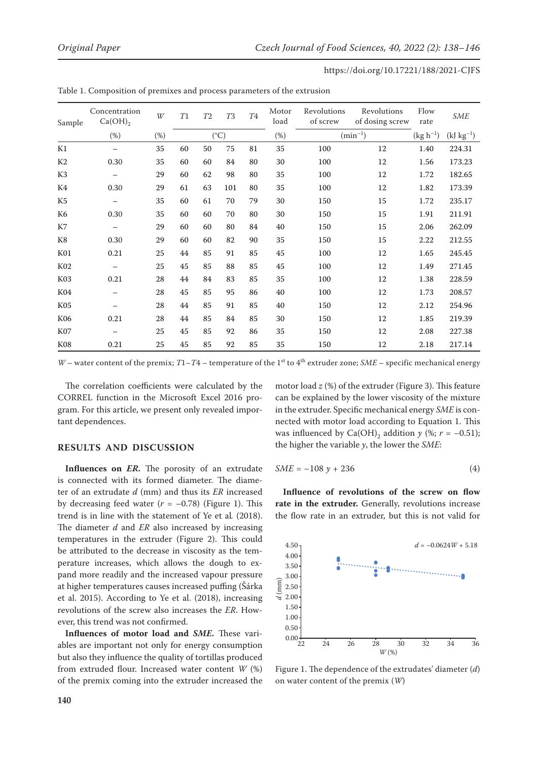Table 1. Composition of premixes and process parameters of the extrusion

| Sample | Concentration $Ca(OH)_2$ | $W$ | $T1$ | $T2$ | $T3$ | $T4$ | Motor load | Revolutions of screw | Revolutions of dosing screw | Flow rate | $SME$ |
|---|---|---|---|---|---|---|---|---|---|---|---|
| | (%) | (%) | (°C) | | | | (%) | ($min^{-1}$) | | ($kg\ h^{-1}$) | ($kJ\ kg^{-1}$) |
| K1 | – | 35 | 60 | 50 | 75 | 81 | 35 | 100 | 12 | 1.40 | 224.31 |
| K2 | 0.30 | 35 | 60 | 60 | 84 | 80 | 30 | 100 | 12 | 1.56 | 173.23 |
| K3 | – | 29 | 60 | 62 | 98 | 80 | 35 | 100 | 12 | 1.72 | 182.65 |
| K4 | 0.30 | 29 | 61 | 63 | 101 | 80 | 35 | 100 | 12 | 1.82 | 173.39 |
| K5 | – | 35 | 60 | 61 | 70 | 79 | 30 | 150 | 15 | 1.72 | 235.17 |
| K6 | 0.30 | 35 | 60 | 60 | 70 | 80 | 30 | 150 | 15 | 1.91 | 211.91 |
| K7 | – | 29 | 60 | 60 | 80 | 84 | 40 | 150 | 15 | 2.06 | 262.09 |
| K8 | 0.30 | 29 | 60 | 60 | 82 | 90 | 35 | 150 | 15 | 2.22 | 212.55 |
| K01 | 0.21 | 25 | 44 | 85 | 91 | 85 | 45 | 100 | 12 | 1.65 | 245.45 |
| K02 | – | 25 | 45 | 85 | 88 | 85 | 45 | 100 | 12 | 1.49 | 271.45 |
| K03 | 0.21 | 28 | 44 | 84 | 83 | 85 | 35 | 100 | 12 | 1.38 | 228.59 |
| K04 | – | 28 | 45 | 85 | 95 | 86 | 40 | 100 | 12 | 1.73 | 208.57 |
| K05 | – | 28 | 44 | 85 | 91 | 85 | 40 | 150 | 12 | 2.12 | 254.96 |
| K06 | 0.21 | 28 | 44 | 85 | 84 | 85 | 30 | 150 | 12 | 1.85 | 219.39 |
| K07 | – | 25 | 45 | 85 | 92 | 86 | 35 | 150 | 12 | 2.08 | 227.38 |
| K08 | 0.21 | 25 | 45 | 85 | 92 | 85 | 35 | 150 | 12 | 2.18 | 217.14 |

$W$ – water content of the premix; $T1$–$T4$ – temperature of the 1st to 4th extruder zone; $SME$ – specific mechanical energy

The correlation coefficients were calculated by the CORREL function in the Microsoft Excel 2016 program. For this article, we present only revealed important dependences.

## RESULTS AND DISCUSSION

**Influences on *ER*.** The porosity of an extrudate is connected with its formed diameter. The diameter of an extrudate $d$ (mm) and thus its $ER$ increased by decreasing feed water ($r = -0.78$) (Figure 1). This trend is in line with the statement of Ye et al. (2018). The diameter $d$ and $ER$ also increased by increasing temperatures in the extruder (Figure 2). This could be attributed to the decrease in viscosity as the temperature increases, which allows the dough to expand more readily and the increased vapour pressure at higher temperatures causes increased puffing (Šárka et al. 2015). According to Ye et al. (2018), increasing revolutions of the screw also increases the $ER$. However, this trend was not confirmed.

**Influences of motor load and *SME*.** These variables are important not only for energy consumption but also they influence the quality of tortillas produced from extruded flour. Increased water content $W$ (%) of the premix coming into the extruder increased the motor load $z$ (%) of the extruder (Figure 3). This feature can be explained by the lower viscosity of the mixture in the extruder. Specific mechanical energy $SME$ is connected with motor load according to Equation 1. This was influenced by $Ca(OH)_2$ addition $y$ (%; $r = -0.51$); the higher the variable $y$, the lower the $SME$:

$$SME = -108\,y + 236 \tag{4}$$

**Influence of revolutions of the screw on flow rate in the extruder.** Generally, revolutions increase the flow rate in an extruder, but this is not valid for

Figure 1. The dependence of the extrudates' diameter ($d$) on water content of the premix ($W$)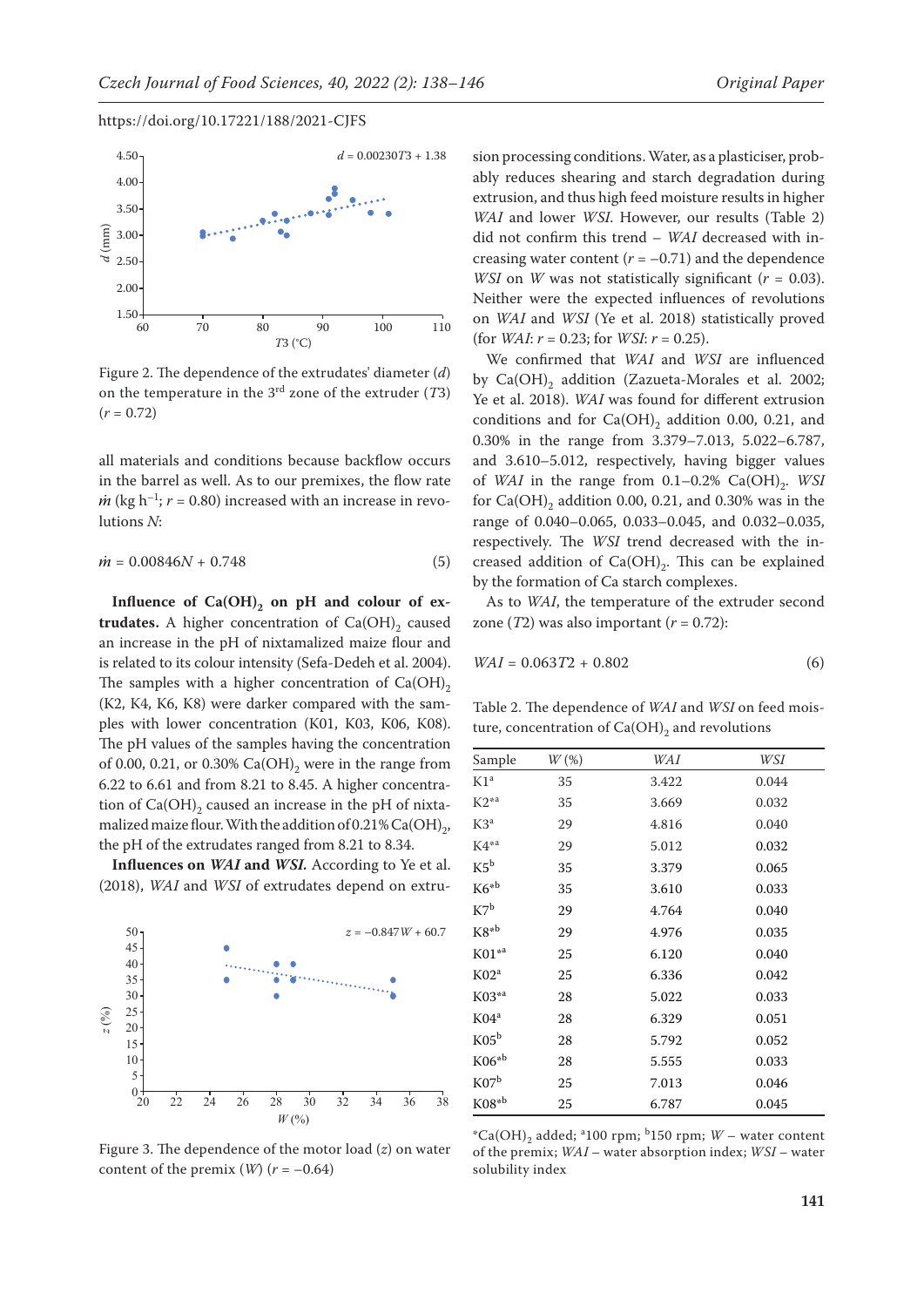Figure 2. The dependence of the extrudates' diameter ($d$) on the temperature in the 3rd zone of the extruder ($T3$) ($r$ = 0.72)

all materials and conditions because backflow occurs in the barrel as well. As to our premixes, the flow rate $\dot{m}$ (kg h$^{-1}$; $r$ = 0.80) increased with an increase in revolutions $N$:

$$\dot{m} = 0.00846N + 0.748 \quad (5)$$

**Influence of $Ca(OH)_2$ on pH and colour of extrudates.** A higher concentration of $Ca(OH)_2$ caused an increase in the pH of nixtamalized maize flour and is related to its colour intensity (Sefa-Dedeh et al. 2004). The samples with a higher concentration of $Ca(OH)_2$ (K2, K4, K6, K8) were darker compared with the samples with lower concentration (K01, K03, K06, K08). The pH values of the samples having the concentration of 0.00, 0.21, or 0.30% $Ca(OH)_2$ were in the range from 6.22 to 6.61 and from 8.21 to 8.45. A higher concentration of $Ca(OH)_2$ caused an increase in the pH of nixtamalized maize flour. With the addition of 0.21% $Ca(OH)_2$, the pH of the extrudates ranged from 8.21 to 8.34.

**Influences on *WAI* and *WSI*.** According to Ye et al. (2018), *WAI* and *WSI* of extrudates depend on extrusion processing conditions. Water, as a plasticiser, probably reduces shearing and starch degradation during extrusion, and thus high feed moisture results in higher *WAI* and lower *WSI*. However, our results (Table 2) did not confirm this trend – *WAI* decreased with increasing water content ($r$ = –0.71) and the dependence *WSI* on *W* was not statistically significant ($r$ = 0.03). Neither were the expected influences of revolutions on *WAI* and *WSI* (Ye et al. 2018) statistically proved (for *WAI*: $r$ = 0.23; for *WSI*: $r$ = 0.25).

Figure 3. The dependence of the motor load ($z$) on water content of the premix ($W$) ($r$ = –0.64)

We confirmed that *WAI* and *WSI* are influenced by $Ca(OH)_2$ addition (Zazueta-Morales et al. 2002; Ye et al. 2018). *WAI* was found for different extrusion conditions and for $Ca(OH)_2$ addition 0.00, 0.21, and 0.30% in the range from 3.379–7.013, 5.022–6.787, and 3.610–5.012, respectively, having bigger values of *WAI* in the range from 0.1–0.2% $Ca(OH)_2$. *WSI* for $Ca(OH)_2$ addition 0.00, 0.21, and 0.30% was in the range of 0.040–0.065, 0.033–0.045, and 0.032–0.035, respectively. The *WSI* trend decreased with the increased addition of $Ca(OH)_2$. This can be explained by the formation of Ca starch complexes.

As to *WAI*, the temperature of the extruder second zone ($T2$) was also important ($r$ = 0.72):

$$WAI = 0.063T2 + 0.802 \quad (6)$$

Table 2. The dependence of *WAI* and *WSI* on feed moisture, concentration of $Ca(OH)_2$ and revolutions

| Sample | $W$ (%) | *WAI* | *WSI* |
|---|---|---|---|
| K1[a] | 35 | 3.422 | 0.044 |
| K2*[a] | 35 | 3.669 | 0.032 |
| K3[a] | 29 | 4.816 | 0.040 |
| K4*[a] | 29 | 5.012 | 0.032 |
| K5[b] | 35 | 3.379 | 0.065 |
| K6*[b] | 35 | 3.610 | 0.033 |
| K7[b] | 29 | 4.764 | 0.040 |
| K8*[b] | 29 | 4.976 | 0.035 |
| K01*[a] | 25 | 6.120 | 0.040 |
| K02[a] | 25 | 6.336 | 0.042 |
| K03*[a] | 28 | 5.022 | 0.033 |
| K04[a] | 28 | 6.329 | 0.051 |
| K05[b] | 28 | 5.792 | 0.052 |
| K06*[b] | 28 | 5.555 | 0.033 |
| K07[b] | 25 | 7.013 | 0.046 |
| K08*[b] | 25 | 6.787 | 0.045 |

*$Ca(OH)_2$ added; [a]100 rpm; [b]150 rpm; $W$ – water content of the premix; *WAI* – water absorption index; *WSI* – water solubility index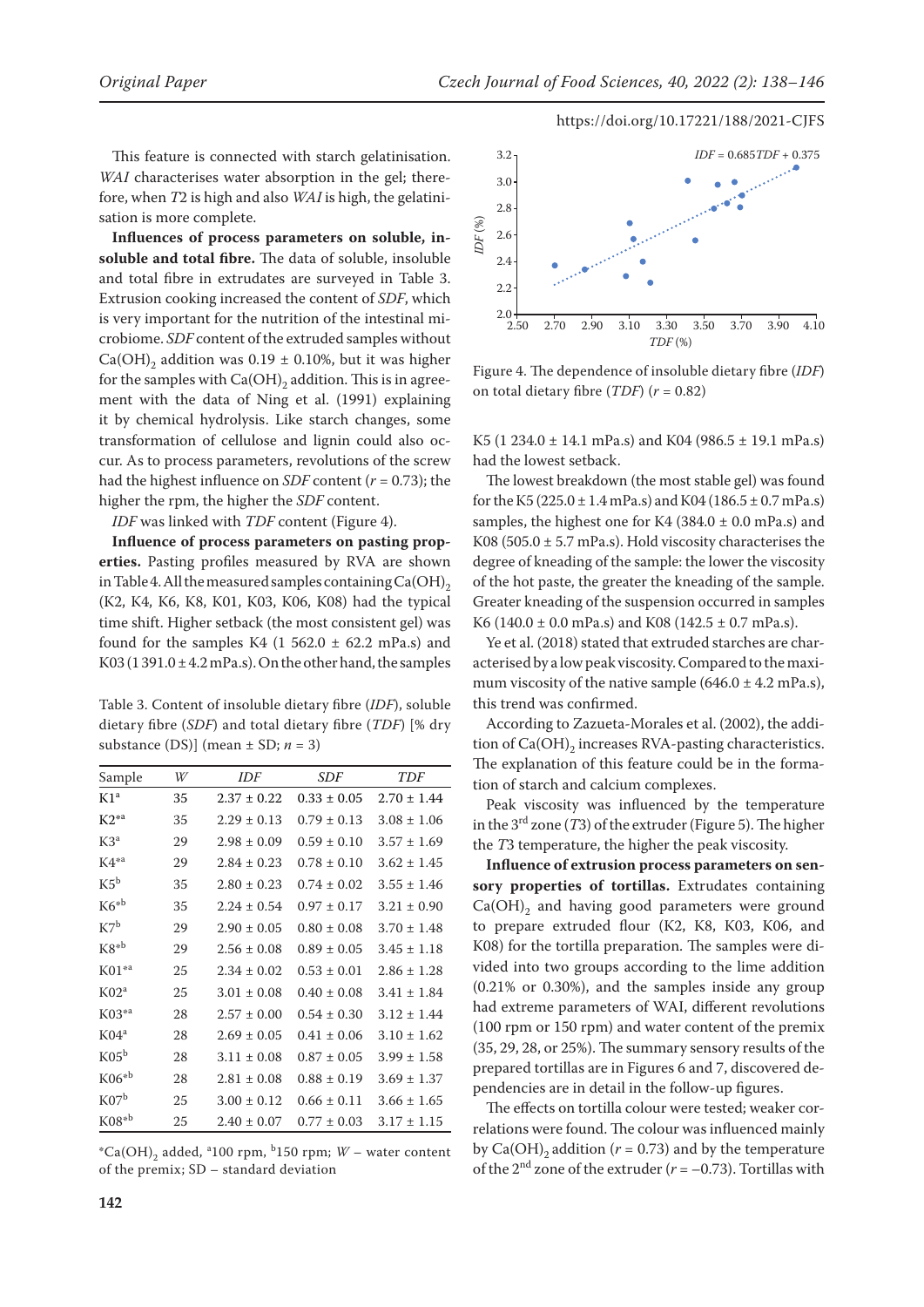This feature is connected with starch gelatinisation. *WAI* characterises water absorption in the gel; therefore, when *T*2 is high and also *WAI* is high, the gelatinisation is more complete.

**Influences of process parameters on soluble, insoluble and total fibre.** The data of soluble, insoluble and total fibre in extrudates are surveyed in Table 3. Extrusion cooking increased the content of *SDF*, which is very important for the nutrition of the intestinal microbiome. *SDF* content of the extruded samples without $Ca(OH)_2$ addition was 0.19 ± 0.10%, but it was higher for the samples with $Ca(OH)_2$ addition. This is in agreement with the data of Ning et al. (1991) explaining it by chemical hydrolysis. Like starch changes, some transformation of cellulose and lignin could also occur. As to process parameters, revolutions of the screw had the highest influence on *SDF* content ($r$ = 0.73); the higher the rpm, the higher the *SDF* content.

*IDF* was linked with *TDF* content (Figure 4).

**Influence of process parameters on pasting properties.** Pasting profiles measured by RVA are shown in Table 4. All the measured samples containing $Ca(OH)_2$ (K2, K4, K6, K8, K01, K03, K06, K08) had the typical time shift. Higher setback (the most consistent gel) was found for the samples K4 (1 562.0 ± 62.2 mPa.s) and K03 (1 391.0 ± 4.2 mPa.s). On the other hand, the samples

Table 3. Content of insoluble dietary fibre (*IDF*), soluble dietary fibre (*SDF*) and total dietary fibre (*TDF*) [% dry substance (DS)] (mean ± SD; $n$ = 3)

| Sample | *W* | *IDF* | *SDF* | *TDF* |
|---|---|---|---|---|
| K1[a] | 35 | 2.37 ± 0.22 | 0.33 ± 0.05 | 2.70 ± 1.44 |
| K2*[a] | 35 | 2.29 ± 0.13 | 0.79 ± 0.13 | 3.08 ± 1.06 |
| K3[a] | 29 | 2.98 ± 0.09 | 0.59 ± 0.10 | 3.57 ± 1.69 |
| K4*[a] | 29 | 2.84 ± 0.23 | 0.78 ± 0.10 | 3.62 ± 1.45 |
| K5[b] | 35 | 2.80 ± 0.23 | 0.74 ± 0.02 | 3.55 ± 1.46 |
| K6*[b] | 35 | 2.24 ± 0.54 | 0.97 ± 0.17 | 3.21 ± 0.90 |
| K7[b] | 29 | 2.90 ± 0.05 | 0.80 ± 0.08 | 3.70 ± 1.48 |
| K8*[b] | 29 | 2.56 ± 0.08 | 0.89 ± 0.05 | 3.45 ± 1.18 |
| K01*[a] | 25 | 2.34 ± 0.02 | 0.53 ± 0.01 | 2.86 ± 1.28 |
| K02[a] | 25 | 3.01 ± 0.08 | 0.40 ± 0.08 | 3.41 ± 1.84 |
| K03*[a] | 28 | 2.57 ± 0.00 | 0.54 ± 0.30 | 3.12 ± 1.44 |
| K04[a] | 28 | 2.69 ± 0.05 | 0.41 ± 0.06 | 3.10 ± 1.62 |
| K05[b] | 28 | 3.11 ± 0.08 | 0.87 ± 0.05 | 3.99 ± 1.58 |
| K06*[b] | 28 | 2.81 ± 0.08 | 0.88 ± 0.19 | 3.69 ± 1.37 |
| K07[b] | 25 | 3.00 ± 0.12 | 0.66 ± 0.11 | 3.66 ± 1.65 |
| K08*[b] | 25 | 2.40 ± 0.07 | 0.77 ± 0.03 | 3.17 ± 1.15 |

*$Ca(OH)_2$ added, [a]100 rpm, [b]150 rpm; *W* – water content of the premix; SD – standard deviation

Figure 4. The dependence of insoluble dietary fibre (*IDF*) on total dietary fibre (*TDF*) ($r$ = 0.82)

K5 (1 234.0 ± 14.1 mPa.s) and K04 (986.5 ± 19.1 mPa.s) had the lowest setback.

The lowest breakdown (the most stable gel) was found for the K5 (225.0 ± 1.4 mPa.s) and K04 (186.5 ± 0.7 mPa.s) samples, the highest one for K4 (384.0 ± 0.0 mPa.s) and K08 (505.0 ± 5.7 mPa.s). Hold viscosity characterises the degree of kneading of the sample: the lower the viscosity of the hot paste, the greater the kneading of the sample. Greater kneading of the suspension occurred in samples K6 (140.0 ± 0.0 mPa.s) and K08 (142.5 ± 0.7 mPa.s).

Ye et al. (2018) stated that extruded starches are characterised by a low peak viscosity. Compared to the maximum viscosity of the native sample (646.0 ± 4.2 mPa.s), this trend was confirmed.

According to Zazueta-Morales et al. (2002), the addition of $Ca(OH)_2$ increases RVA-pasting characteristics. The explanation of this feature could be in the formation of starch and calcium complexes.

Peak viscosity was influenced by the temperature in the 3[rd] zone (*T*3) of the extruder (Figure 5). The higher the *T*3 temperature, the higher the peak viscosity.

**Influence of extrusion process parameters on sensory properties of tortillas.** Extrudates containing $Ca(OH)_2$ and having good parameters were ground to prepare extruded flour (K2, K8, K03, K06, and K08) for the tortilla preparation. The samples were divided into two groups according to the lime addition (0.21% or 0.30%), and the samples inside any group had extreme parameters of WAI, different revolutions (100 rpm or 150 rpm) and water content of the premix (35, 29, 28, or 25%). The summary sensory results of the prepared tortillas are in Figures 6 and 7, discovered dependencies are in detail in the follow-up figures.

The effects on tortilla colour were tested; weaker correlations were found. The colour was influenced mainly by $Ca(OH)_2$ addition ($r$ = 0.73) and by the temperature of the 2[nd] zone of the extruder ($r$ = –0.73). Tortillas with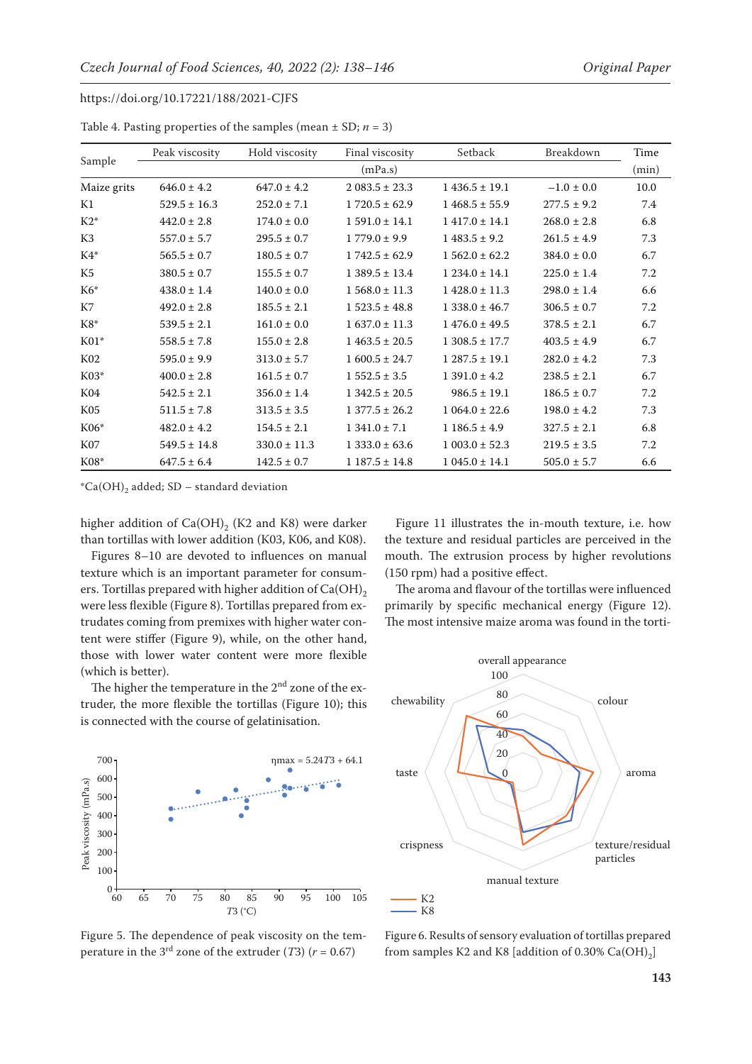Table 4. Pasting properties of the samples (mean ± SD; $n$ = 3)

| Sample | Peak viscosity | Hold viscosity | Final viscosity | Setback | Breakdown | Time |
|---|---|---|---|---|---|---|
| | | | (mPa.s) | | | (min) |
| Maize grits | 646.0 ± 4.2 | 647.0 ± 4.2 | 2 083.5 ± 23.3 | 1 436.5 ± 19.1 | −1.0 ± 0.0 | 10.0 |
| K1 | 529.5 ± 16.3 | 252.0 ± 7.1 | 1 720.5 ± 62.9 | 1 468.5 ± 55.9 | 277.5 ± 9.2 | 7.4 |
| K2* | 442.0 ± 2.8 | 174.0 ± 0.0 | 1 591.0 ± 14.1 | 1 417.0 ± 14.1 | 268.0 ± 2.8 | 6.8 |
| K3 | 557.0 ± 5.7 | 295.5 ± 0.7 | 1 779.0 ± 9.9 | 1 483.5 ± 9.2 | 261.5 ± 4.9 | 7.3 |
| K4* | 565.5 ± 0.7 | 180.5 ± 0.7 | 1 742.5 ± 62.9 | 1 562.0 ± 62.2 | 384.0 ± 0.0 | 6.7 |
| K5 | 380.5 ± 0.7 | 155.5 ± 0.7 | 1 389.5 ± 13.4 | 1 234.0 ± 14.1 | 225.0 ± 1.4 | 7.2 |
| K6* | 438.0 ± 1.4 | 140.0 ± 0.0 | 1 568.0 ± 11.3 | 1 428.0 ± 11.3 | 298.0 ± 1.4 | 6.6 |
| K7 | 492.0 ± 2.8 | 185.5 ± 2.1 | 1 523.5 ± 48.8 | 1 338.0 ± 46.7 | 306.5 ± 0.7 | 7.2 |
| K8* | 539.5 ± 2.1 | 161.0 ± 0.0 | 1 637.0 ± 11.3 | 1 476.0 ± 49.5 | 378.5 ± 2.1 | 6.7 |
| K01* | 558.5 ± 7.8 | 155.0 ± 2.8 | 1 463.5 ± 20.5 | 1 308.5 ± 17.7 | 403.5 ± 4.9 | 6.7 |
| K02 | 595.0 ± 9.9 | 313.0 ± 5.7 | 1 600.5 ± 24.7 | 1 287.5 ± 19.1 | 282.0 ± 4.2 | 7.3 |
| K03* | 400.0 ± 2.8 | 161.5 ± 0.7 | 1 552.5 ± 3.5 | 1 391.0 ± 4.2 | 238.5 ± 2.1 | 6.7 |
| K04 | 542.5 ± 2.1 | 356.0 ± 1.4 | 1 342.5 ± 20.5 | 986.5 ± 19.1 | 186.5 ± 0.7 | 7.2 |
| K05 | 511.5 ± 7.8 | 313.5 ± 3.5 | 1 377.5 ± 26.2 | 1 064.0 ± 22.6 | 198.0 ± 4.2 | 7.3 |
| K06* | 482.0 ± 4.2 | 154.5 ± 2.1 | 1 341.0 ± 7.1 | 1 186.5 ± 4.9 | 327.5 ± 2.1 | 6.8 |
| K07 | 549.5 ± 14.8 | 330.0 ± 11.3 | 1 333.0 ± 63.6 | 1 003.0 ± 52.3 | 219.5 ± 3.5 | 7.2 |
| K08* | 647.5 ± 6.4 | 142.5 ± 0.7 | 1 187.5 ± 14.8 | 1 045.0 ± 14.1 | 505.0 ± 5.7 | 6.6 |

*$Ca(OH)_2$ added; SD – standard deviation

higher addition of $Ca(OH)_2$ (K2 and K8) were darker than tortillas with lower addition (K03, K06, and K08).

Figures 8–10 are devoted to influences on manual texture which is an important parameter for consumers. Tortillas prepared with higher addition of $Ca(OH)_2$ were less flexible (Figure 8). Tortillas prepared from extrudates coming from premixes with higher water content were stiffer (Figure 9), while, on the other hand, those with lower water content were more flexible (which is better).

The higher the temperature in the 2nd zone of the extruder, the more flexible the tortillas (Figure 10); this is connected with the course of gelatinisation.

Figure 5. The dependence of peak viscosity on the temperature in the 3rd zone of the extruder ($T3$) ($r$ = 0.67)

Figure 11 illustrates the in-mouth texture, i.e. how the texture and residual particles are perceived in the mouth. The extrusion process by higher revolutions (150 rpm) had a positive effect.

The aroma and flavour of the tortillas were influenced primarily by specific mechanical energy (Figure 12). The most intensive maize aroma was found in the torti-

Figure 6. Results of sensory evaluation of tortillas prepared from samples K2 and K8 [addition of 0.30% $Ca(OH)_2$]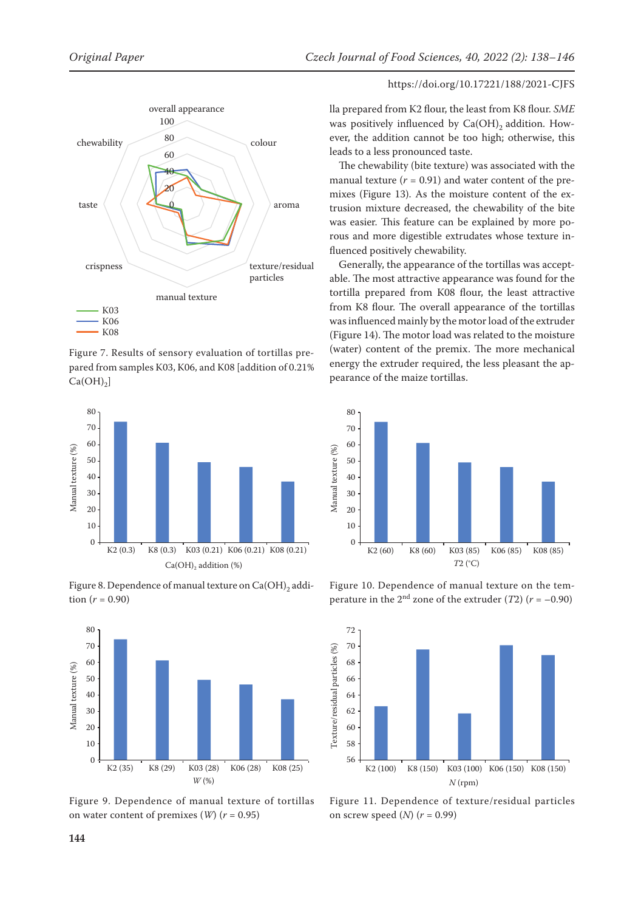Figure 7. Results of sensory evaluation of tortillas prepared from samples K03, K06, and K08 [addition of 0.21% $Ca(OH)_2$]

lla prepared from K2 flour, the least from K8 flour. *SME* was positively influenced by $Ca(OH)_2$ addition. However, the addition cannot be too high; otherwise, this leads to a less pronounced taste.

The chewability (bite texture) was associated with the manual texture ($r$ = 0.91) and water content of the premixes (Figure 13). As the moisture content of the extrusion mixture decreased, the chewability of the bite was easier. This feature can be explained by more porous and more digestible extrudates whose texture influenced positively chewability.

Generally, the appearance of the tortillas was acceptable. The most attractive appearance was found for the tortilla prepared from K08 flour, the least attractive from K8 flour. The overall appearance of the tortillas was influenced mainly by the motor load of the extruder (Figure 14). The motor load was related to the moisture (water) content of the premix. The more mechanical energy the extruder required, the less pleasant the appearance of the maize tortillas.

Figure 8. Dependence of manual texture on $Ca(OH)_2$ addition ($r$ = 0.90)

Figure 10. Dependence of manual texture on the temperature in the 2nd zone of the extruder ($T2$) ($r$ = –0.90)

Figure 9. Dependence of manual texture of tortillas on water content of premixes ($W$) ($r$ = 0.95)

Figure 11. Dependence of texture/residual particles on screw speed ($N$) ($r$ = 0.99)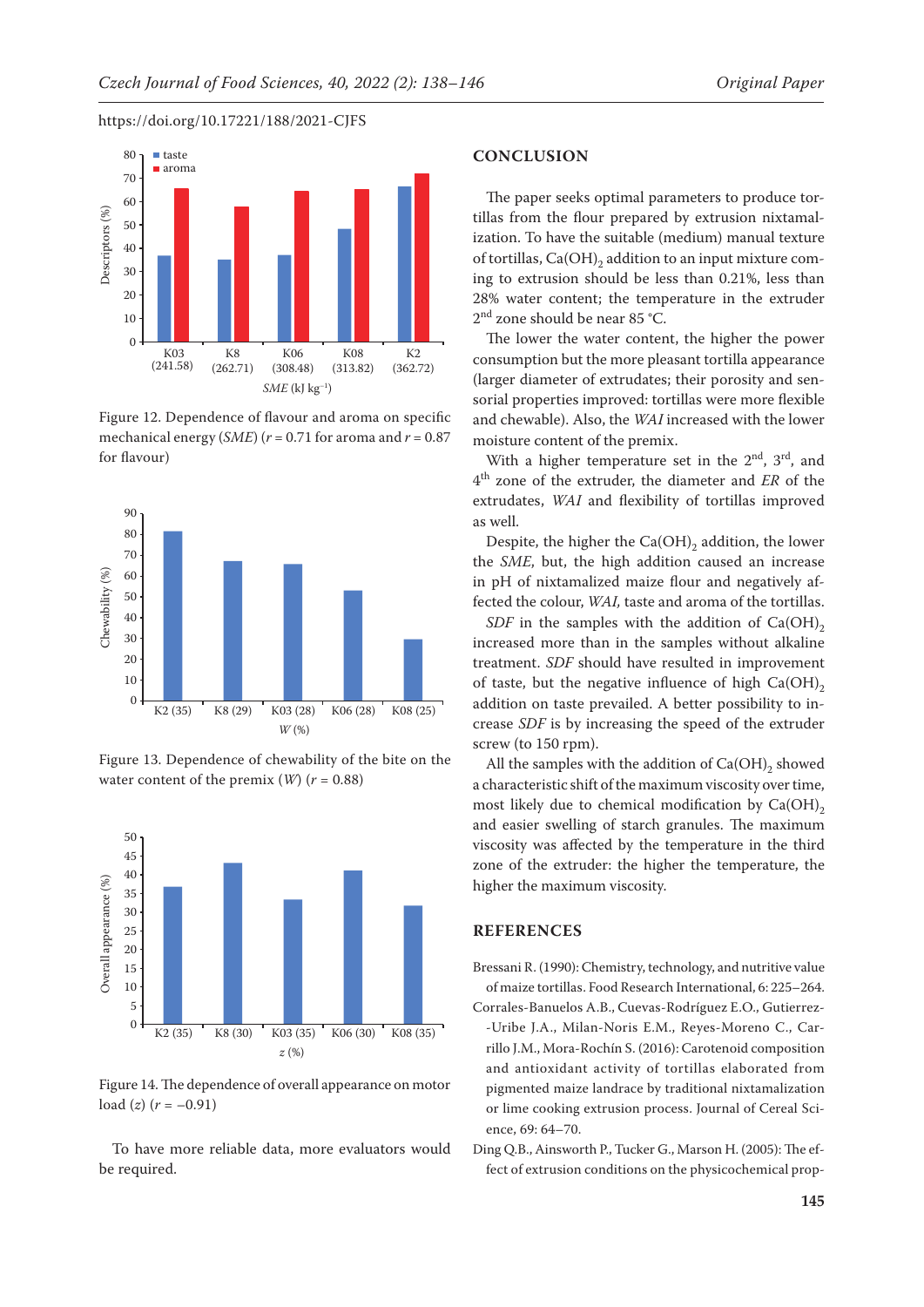Figure 12. Dependence of flavour and aroma on specific mechanical energy (*SME*) ($r = 0.71$ for aroma and $r = 0.87$ for flavour)

Figure 13. Dependence of chewability of the bite on the water content of the premix ($W$) ($r = 0.88$)

Figure 14. The dependence of overall appearance on motor load ($z$) ($r = -0.91$)

To have more reliable data, more evaluators would be required.

## CONCLUSION

The paper seeks optimal parameters to produce tortillas from the flour prepared by extrusion nixtamalization. To have the suitable (medium) manual texture of tortillas, $Ca(OH)_2$ addition to an input mixture coming to extrusion should be less than 0.21%, less than 28% water content; the temperature in the extruder 2nd zone should be near 85 °C.

The lower the water content, the higher the power consumption but the more pleasant tortilla appearance (larger diameter of extrudates; their porosity and sensorial properties improved: tortillas were more flexible and chewable). Also, the *WAI* increased with the lower moisture content of the premix.

With a higher temperature set in the 2nd, 3rd, and 4th zone of the extruder, the diameter and *ER* of the extrudates, *WAI* and flexibility of tortillas improved as well.

Despite, the higher the $Ca(OH)_2$ addition, the lower the *SME*, but, the high addition caused an increase in pH of nixtamalized maize flour and negatively affected the colour, *WAI*, taste and aroma of the tortillas.

*SDF* in the samples with the addition of $Ca(OH)_2$ increased more than in the samples without alkaline treatment. *SDF* should have resulted in improvement of taste, but the negative influence of high $Ca(OH)_2$ addition on taste prevailed. A better possibility to increase *SDF* is by increasing the speed of the extruder screw (to 150 rpm).

All the samples with the addition of $Ca(OH)_2$ showed a characteristic shift of the maximum viscosity over time, most likely due to chemical modification by $Ca(OH)_2$ and easier swelling of starch granules. The maximum viscosity was affected by the temperature in the third zone of the extruder: the higher the temperature, the higher the maximum viscosity.

## REFERENCES

Bressani R. (1990): Chemistry, technology, and nutritive value of maize tortillas. Food Research International, 6: 225–264.

Corrales-Banuelos A.B., Cuevas-Rodríguez E.O., Gutierrez-Uribe J.A., Milan-Noris E.M., Reyes-Moreno C., Carrillo J.M., Mora-Rochín S. (2016): Carotenoid composition and antioxidant activity of tortillas elaborated from pigmented maize landrace by traditional nixtamalization or lime cooking extrusion process. Journal of Cereal Science, 69: 64–70.

Ding Q.B., Ainsworth P., Tucker G., Marson H. (2005): The effect of extrusion conditions on the physicochemical prop-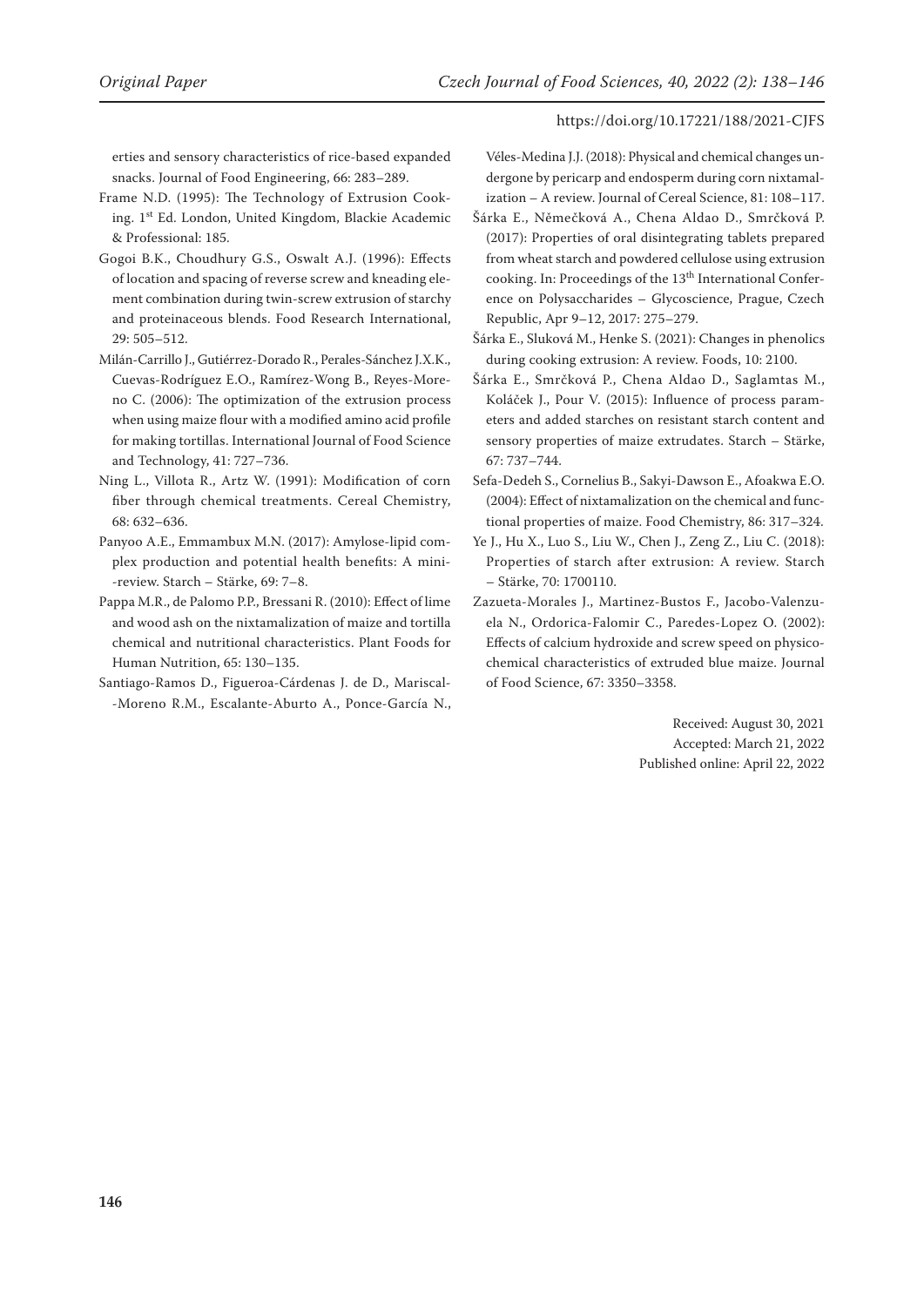erties and sensory characteristics of rice-based expanded snacks. Journal of Food Engineering, 66: 283–289.

Frame N.D. (1995): The Technology of Extrusion Cooking. 1st Ed. London, United Kingdom, Blackie Academic & Professional: 185.

Gogoi B.K., Choudhury G.S., Oswalt A.J. (1996): Effects of location and spacing of reverse screw and kneading element combination during twin-screw extrusion of starchy and proteinaceous blends. Food Research International, 29: 505–512.

Milán-Carrillo J., Gutiérrez-Dorado R., Perales-Sánchez J.X.K., Cuevas-Rodríguez E.O., Ramírez-Wong B., Reyes-Moreno C. (2006): The optimization of the extrusion process when using maize flour with a modified amino acid profile for making tortillas. International Journal of Food Science and Technology, 41: 727–736.

Ning L., Villota R., Artz W. (1991): Modification of corn fiber through chemical treatments. Cereal Chemistry, 68: 632–636.

Panyoo A.E., Emmambux M.N. (2017): Amylose-lipid complex production and potential health benefits: A mini-review. Starch – Stärke, 69: 7–8.

Pappa M.R., de Palomo P.P., Bressani R. (2010): Effect of lime and wood ash on the nixtamalization of maize and tortilla chemical and nutritional characteristics. Plant Foods for Human Nutrition, 65: 130–135.

Santiago-Ramos D., Figueroa-Cárdenas J. de D., Mariscal-Moreno R.M., Escalante-Aburto A., Ponce-García N., Véles-Medina J.J. (2018): Physical and chemical changes undergone by pericarp and endosperm during corn nixtamalization – A review. Journal of Cereal Science, 81: 108–117.

Šárka E., Něměčková A., Chena Aldao D., Smrčková P. (2017): Properties of oral disintegrating tablets prepared from wheat starch and powdered cellulose using extrusion cooking. In: Proceedings of the 13th International Conference on Polysaccharides – Glycoscience, Prague, Czech Republic, Apr 9–12, 2017: 275–279.

Šárka E., Sluková M., Henke S. (2021): Changes in phenolics during cooking extrusion: A review. Foods, 10: 2100.

Šárka E., Smrčková P., Chena Aldao D., Saglamtas M., Koláček J., Pour V. (2015): Influence of process parameters and added starches on resistant starch content and sensory properties of maize extrudates. Starch – Stärke, 67: 737–744.

Sefa-Dedeh S., Cornelius B., Sakyi-Dawson E., Afoakwa E.O. (2004): Effect of nixtamalization on the chemical and functional properties of maize. Food Chemistry, 86: 317–324.

Ye J., Hu X., Luo S., Liu W., Chen J., Zeng Z., Liu C. (2018): Properties of starch after extrusion: A review. Starch – Stärke, 70: 1700110.

Zazueta-Morales J., Martinez-Bustos F., Jacobo-Valenzuela N., Ordorica-Falomir C., Paredes-Lopez O. (2002): Effects of calcium hydroxide and screw speed on physicochemical characteristics of extruded blue maize. Journal of Food Science, 67: 3350–3358.

Received: August 30, 2021
Accepted: March 21, 2022
Published online: April 22, 2022